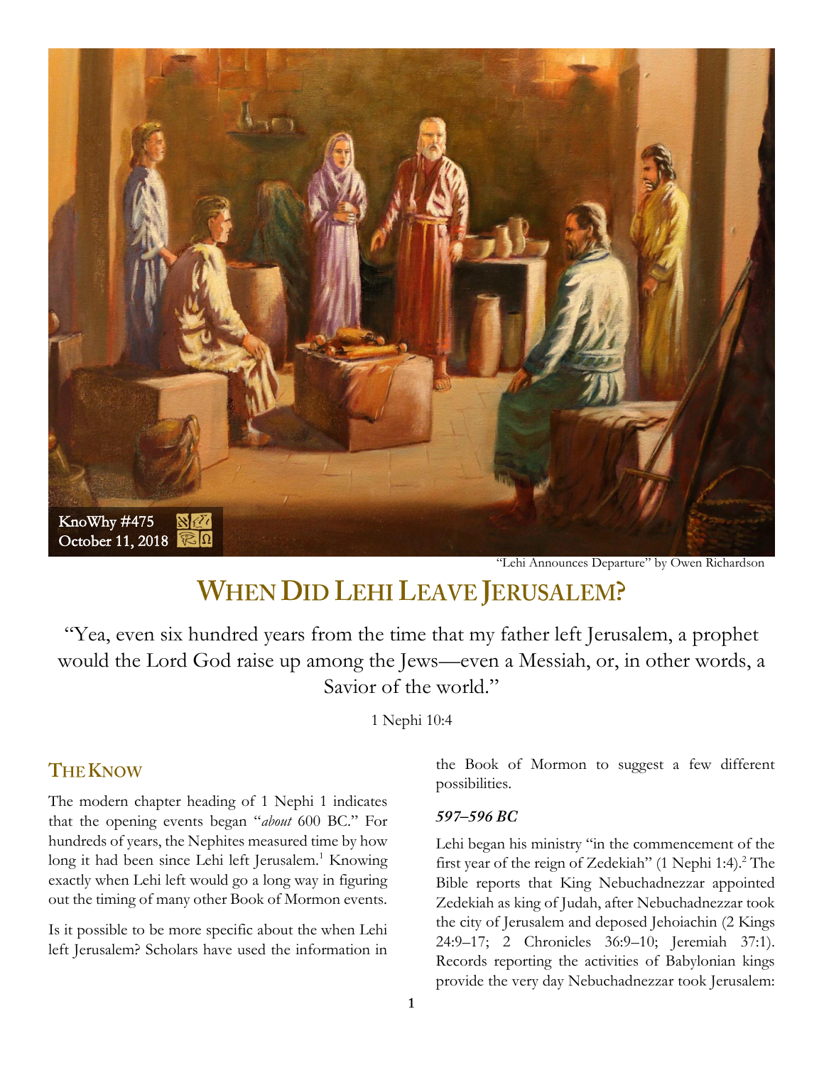KnoWhy #475
October 11, 2018

"Lehi Announces Departure" by Owen Richardson

# When Did Lehi Leave Jerusalem?

"Yea, even six hundred years from the time that my father left Jerusalem, a prophet would the Lord God raise up among the Jews—even a Messiah, or, in other words, a Savior of the world."

1 Nephi 10:4

## The Know

The modern chapter heading of 1 Nephi 1 indicates that the opening events began "*about* 600 BC." For hundreds of years, the Nephites measured time by how long it had been since Lehi left Jerusalem.[1] Knowing exactly when Lehi left would go a long way in figuring out the timing of many other Book of Mormon events.

Is it possible to be more specific about the when Lehi left Jerusalem? Scholars have used the information in the Book of Mormon to suggest a few different possibilities.

### *597–596 BC*

Lehi began his ministry "in the commencement of the first year of the reign of Zedekiah" (1 Nephi 1:4).[2] The Bible reports that King Nebuchadnezzar appointed Zedekiah as king of Judah, after Nebuchadnezzar took the city of Jerusalem and deposed Jehoiachin (2 Kings 24:9–17; 2 Chronicles 36:9–10; Jeremiah 37:1). Records reporting the activities of Babylonian kings provide the very day Nebuchadnezzar took Jerusalem: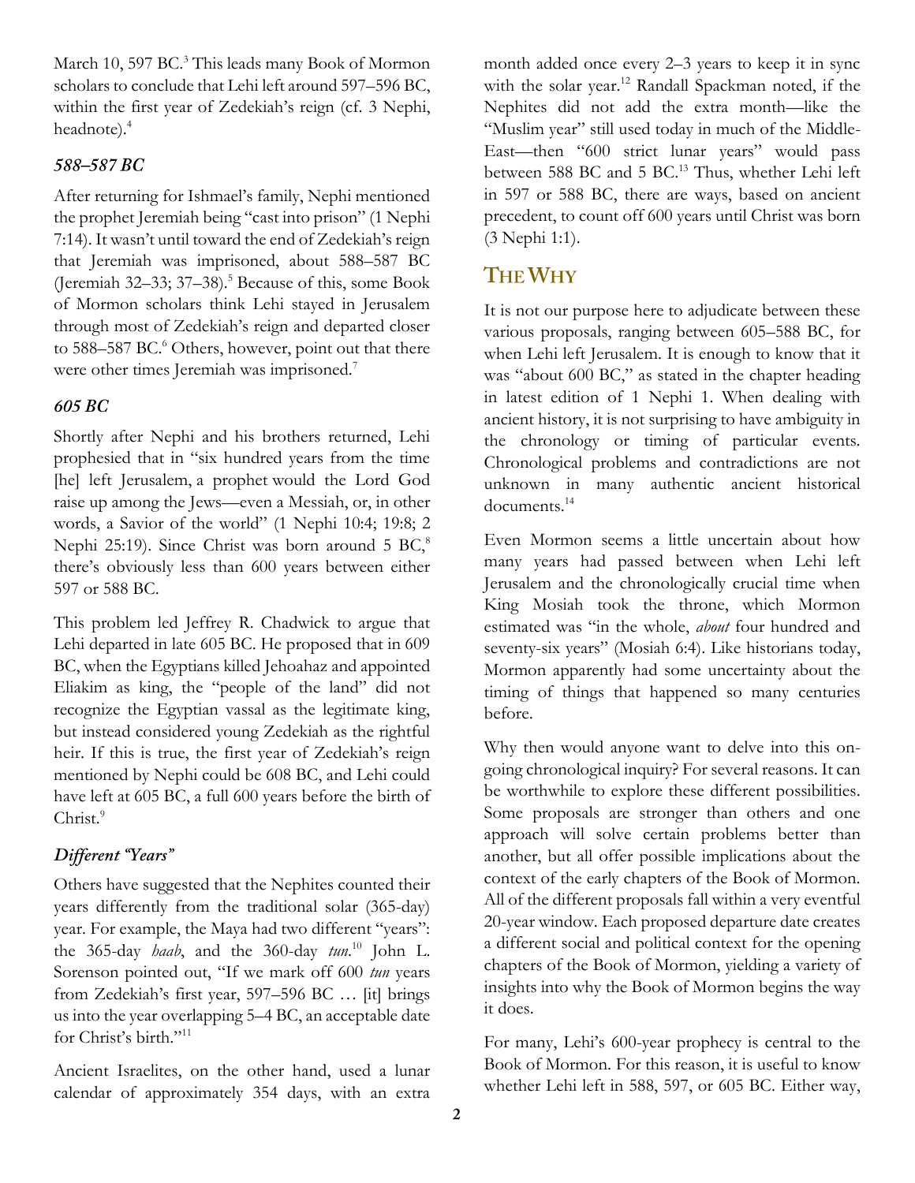March 10, 597 BC.[3] This leads many Book of Mormon scholars to conclude that Lehi left around 597–596 BC, within the first year of Zedekiah's reign (cf. 3 Nephi, headnote).[4]

### *588–587 BC*

After returning for Ishmael's family, Nephi mentioned the prophet Jeremiah being "cast into prison" (1 Nephi 7:14). It wasn't until toward the end of Zedekiah's reign that Jeremiah was imprisoned, about 588–587 BC (Jeremiah 32–33; 37–38).[5] Because of this, some Book of Mormon scholars think Lehi stayed in Jerusalem through most of Zedekiah's reign and departed closer to 588–587 BC.[6] Others, however, point out that there were other times Jeremiah was imprisoned.[7]

### *605 BC*

Shortly after Nephi and his brothers returned, Lehi prophesied that in "six hundred years from the time [he] left Jerusalem, a prophet would the Lord God raise up among the Jews—even a Messiah, or, in other words, a Savior of the world" (1 Nephi 10:4; 19:8; 2 Nephi 25:19). Since Christ was born around 5 BC,[8] there's obviously less than 600 years between either 597 or 588 BC.

This problem led Jeffrey R. Chadwick to argue that Lehi departed in late 605 BC. He proposed that in 609 BC, when the Egyptians killed Jehoahaz and appointed Eliakim as king, the "people of the land" did not recognize the Egyptian vassal as the legitimate king, but instead considered young Zedekiah as the rightful heir. If this is true, the first year of Zedekiah's reign mentioned by Nephi could be 608 BC, and Lehi could have left at 605 BC, a full 600 years before the birth of Christ.[9]

### *Different "Years"*

Others have suggested that the Nephites counted their years differently from the traditional solar (365-day) year. For example, the Maya had two different "years": the 365-day *haab*, and the 360-day *tun*.[10] John L. Sorenson pointed out, "If we mark off 600 *tun* years from Zedekiah's first year, 597–596 BC … [it] brings us into the year overlapping 5–4 BC, an acceptable date for Christ's birth."[11]

Ancient Israelites, on the other hand, used a lunar calendar of approximately 354 days, with an extra month added once every 2–3 years to keep it in sync with the solar year.[12] Randall Spackman noted, if the Nephites did not add the extra month—like the "Muslim year" still used today in much of the Middle-East—then "600 strict lunar years" would pass between 588 BC and 5 BC.[13] Thus, whether Lehi left in 597 or 588 BC, there are ways, based on ancient precedent, to count off 600 years until Christ was born (3 Nephi 1:1).

## The Why

It is not our purpose here to adjudicate between these various proposals, ranging between 605–588 BC, for when Lehi left Jerusalem. It is enough to know that it was "about 600 BC," as stated in the chapter heading in latest edition of 1 Nephi 1. When dealing with ancient history, it is not surprising to have ambiguity in the chronology or timing of particular events. Chronological problems and contradictions are not unknown in many authentic ancient historical documents.[14]

Even Mormon seems a little uncertain about how many years had passed between when Lehi left Jerusalem and the chronologically crucial time when King Mosiah took the throne, which Mormon estimated was "in the whole, *about* four hundred and seventy-six years" (Mosiah 6:4). Like historians today, Mormon apparently had some uncertainty about the timing of things that happened so many centuries before.

Why then would anyone want to delve into this on-going chronological inquiry? For several reasons. It can be worthwhile to explore these different possibilities. Some proposals are stronger than others and one approach will solve certain problems better than another, but all offer possible implications about the context of the early chapters of the Book of Mormon. All of the different proposals fall within a very eventful 20-year window. Each proposed departure date creates a different social and political context for the opening chapters of the Book of Mormon, yielding a variety of insights into why the Book of Mormon begins the way it does.

For many, Lehi's 600-year prophecy is central to the Book of Mormon. For this reason, it is useful to know whether Lehi left in 588, 597, or 605 BC. Either way,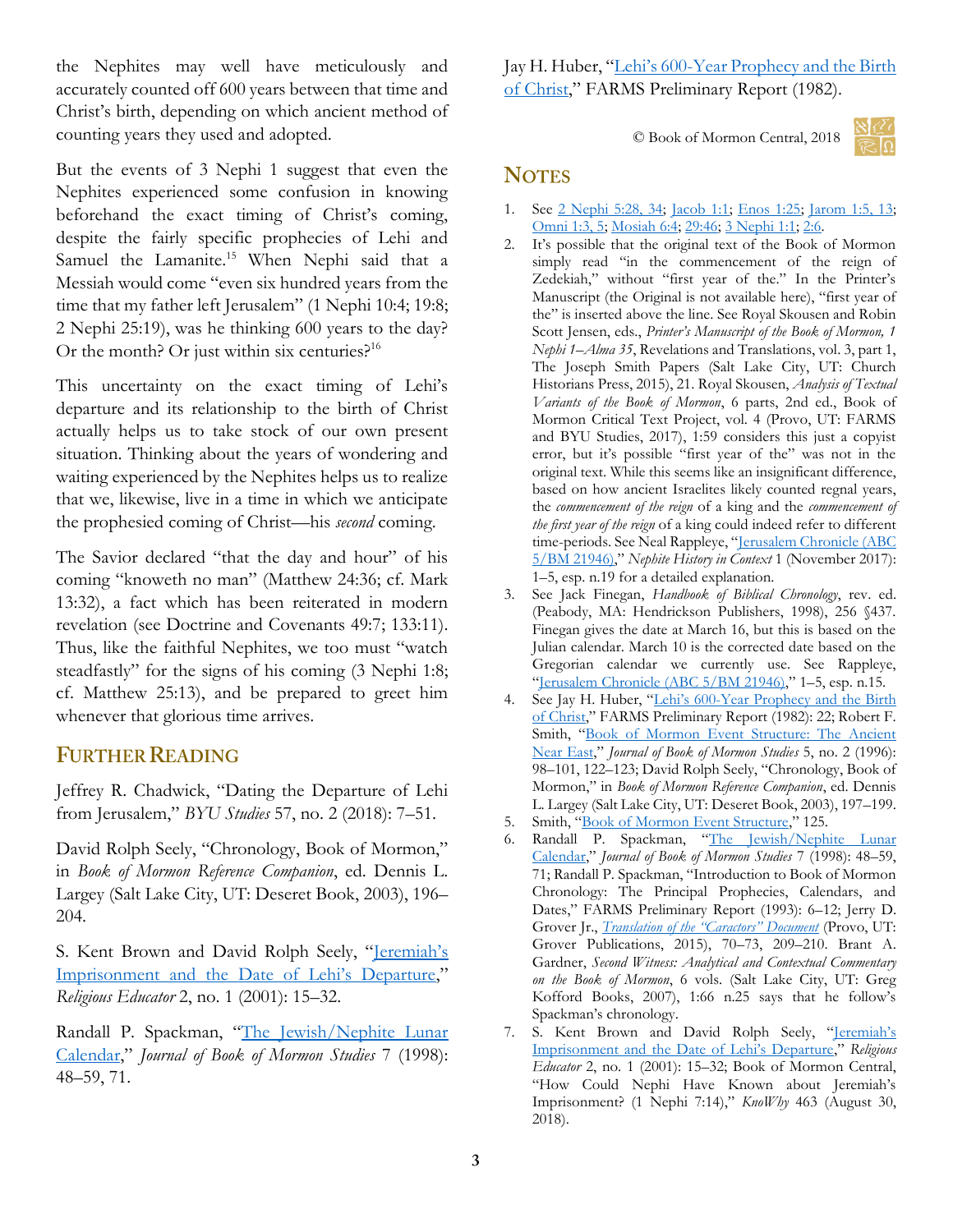the Nephites may well have meticulously and accurately counted off 600 years between that time and Christ's birth, depending on which ancient method of counting years they used and adopted.

But the events of 3 Nephi 1 suggest that even the Nephites experienced some confusion in knowing beforehand the exact timing of Christ's coming, despite the fairly specific prophecies of Lehi and Samuel the Lamanite.[15] When Nephi said that a Messiah would come "even six hundred years from the time that my father left Jerusalem" (1 Nephi 10:4; 19:8; 2 Nephi 25:19), was he thinking 600 years to the day? Or the month? Or just within six centuries?[16]

This uncertainty on the exact timing of Lehi's departure and its relationship to the birth of Christ actually helps us to take stock of our own present situation. Thinking about the years of wondering and waiting experienced by the Nephites helps us to realize that we, likewise, live in a time in which we anticipate the prophesied coming of Christ—his *second* coming.

The Savior declared "that the day and hour" of his coming "knoweth no man" (Matthew 24:36; cf. Mark 13:32), a fact which has been reiterated in modern revelation (see Doctrine and Covenants 49:7; 133:11). Thus, like the faithful Nephites, we too must "watch steadfastly" for the signs of his coming (3 Nephi 1:8; cf. Matthew 25:13), and be prepared to greet him whenever that glorious time arrives.

## Further Reading

Jeffrey R. Chadwick, "Dating the Departure of Lehi from Jerusalem," *BYU Studies* 57, no. 2 (2018): 7–51.

David Rolph Seely, "Chronology, Book of Mormon," in *Book of Mormon Reference Companion*, ed. Dennis L. Largey (Salt Lake City, UT: Deseret Book, 2003), 196–204.

S. Kent Brown and David Rolph Seely, "Jeremiah's Imprisonment and the Date of Lehi's Departure," *Religious Educator* 2, no. 1 (2001): 15–32.

Randall P. Spackman, "The Jewish/Nephite Lunar Calendar," *Journal of Book of Mormon Studies* 7 (1998): 48–59, 71.

Jay H. Huber, "Lehi's 600-Year Prophecy and the Birth of Christ," FARMS Preliminary Report (1982).

© Book of Mormon Central, 2018

## Notes

1. See 2 Nephi 5:28, 34; Jacob 1:1; Enos 1:25; Jarom 1:5, 13; Omni 1:3, 5; Mosiah 6:4; 29:46; 3 Nephi 1:1; 2:6.
2. It's possible that the original text of the Book of Mormon simply read "in the commencement of the reign of Zedekiah," without "first year of the." In the Printer's Manuscript (the Original is not available here), "first year of the" is inserted above the line. See Royal Skousen and Robin Scott Jensen, eds., *Printer's Manuscript of the Book of Mormon, 1 Nephi 1–Alma 35*, Revelations and Translations, vol. 3, part 1, The Joseph Smith Papers (Salt Lake City, UT: Church Historians Press, 2015), 21. Royal Skousen, *Analysis of Textual Variants of the Book of Mormon*, 6 parts, 2nd ed., Book of Mormon Critical Text Project, vol. 4 (Provo, UT: FARMS and BYU Studies, 2017), 1:59 considers this just a copyist error, but it's possible "first year of the" was not in the original text. While this seems like an insignificant difference, based on how ancient Israelites likely counted regnal years, the *commencement of the reign* of a king and the *commencement of the first year of the reign* of a king could indeed refer to different time-periods. See Neal Rappleye, "Jerusalem Chronicle (ABC 5/BM 21946)," *Nephite History in Context* 1 (November 2017): 1–5, esp. n.19 for a detailed explanation.
3. See Jack Finegan, *Handbook of Biblical Chronology*, rev. ed. (Peabody, MA: Hendrickson Publishers, 1998), 256 §437. Finegan gives the date at March 16, but this is based on the Julian calendar. March 10 is the corrected date based on the Gregorian calendar we currently use. See Rappleye, "Jerusalem Chronicle (ABC 5/BM 21946)," 1–5, esp. n.15.
4. See Jay H. Huber, "Lehi's 600-Year Prophecy and the Birth of Christ," FARMS Preliminary Report (1982): 22; Robert F. Smith, "Book of Mormon Event Structure: The Ancient Near East," *Journal of Book of Mormon Studies* 5, no. 2 (1996): 98–101, 122–123; David Rolph Seely, "Chronology, Book of Mormon," in *Book of Mormon Reference Companion*, ed. Dennis L. Largey (Salt Lake City, UT: Deseret Book, 2003), 197–199.
5. Smith, "Book of Mormon Event Structure," 125.
6. Randall P. Spackman, "The Jewish/Nephite Lunar Calendar," *Journal of Book of Mormon Studies* 7 (1998): 48–59, 71; Randall P. Spackman, "Introduction to Book of Mormon Chronology: The Principal Prophecies, Calendars, and Dates," FARMS Preliminary Report (1993): 6–12; Jerry D. Grover Jr., *Translation of the "Caractors" Document* (Provo, UT: Grover Publications, 2015), 70–73, 209–210. Brant A. Gardner, *Second Witness: Analytical and Contextual Commentary on the Book of Mormon*, 6 vols. (Salt Lake City, UT: Greg Kofford Books, 2007), 1:66 n.25 says that he follow's Spackman's chronology.
7. S. Kent Brown and David Rolph Seely, "Jeremiah's Imprisonment and the Date of Lehi's Departure," *Religious Educator* 2, no. 1 (2001): 15–32; Book of Mormon Central, "How Could Nephi Have Known about Jeremiah's Imprisonment? (1 Nephi 7:14)," *KnoWhy* 463 (August 30, 2018).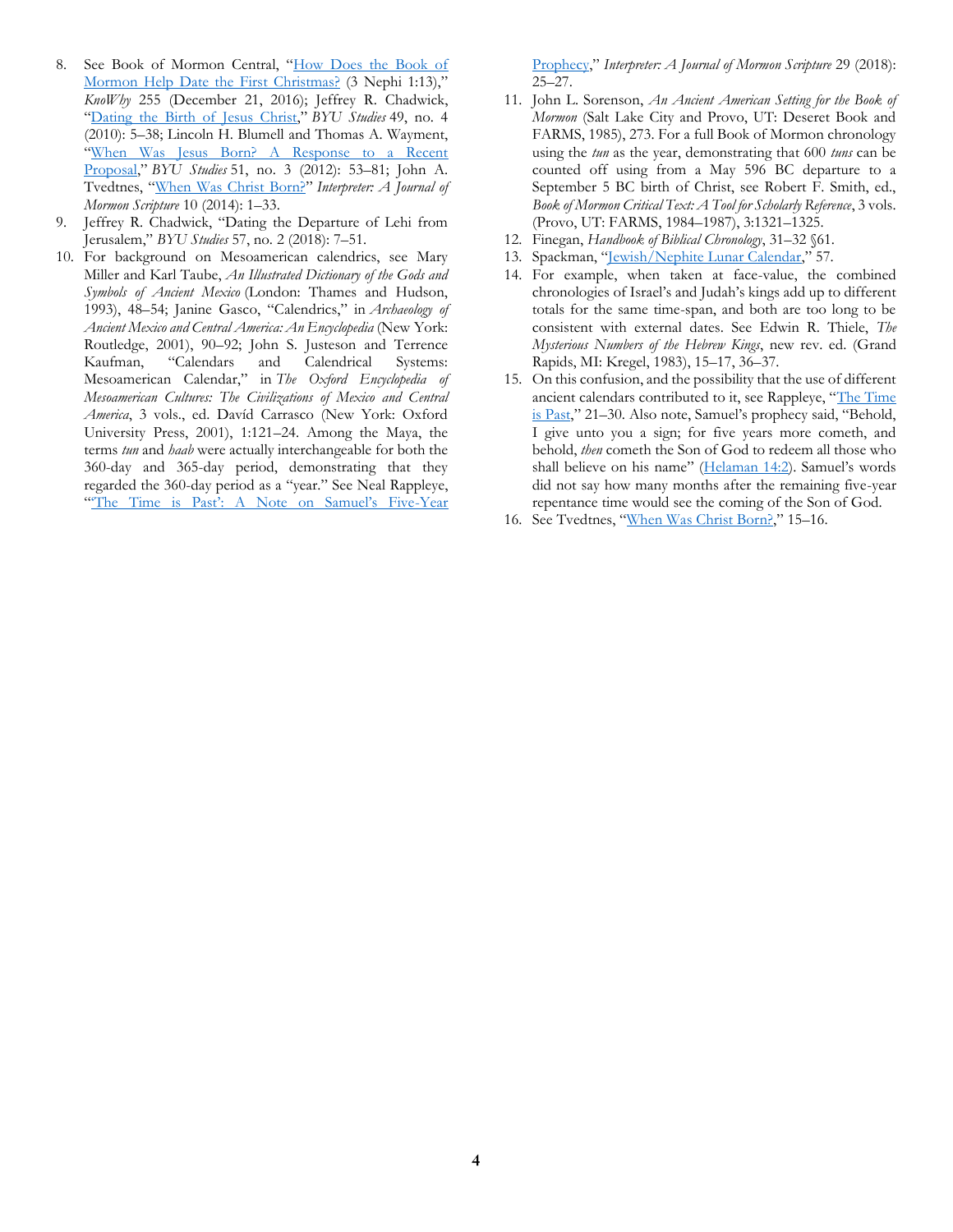8. See Book of Mormon Central, "How Does the Book of Mormon Help Date the First Christmas? (3 Nephi 1:13)," *KnoWhy* 255 (December 21, 2016); Jeffrey R. Chadwick, "Dating the Birth of Jesus Christ," *BYU Studies* 49, no. 4 (2010): 5–38; Lincoln H. Blumell and Thomas A. Wayment, "When Was Jesus Born? A Response to a Recent Proposal," *BYU Studies* 51, no. 3 (2012): 53–81; John A. Tvedtnes, "When Was Christ Born?" *Interpreter: A Journal of Mormon Scripture* 10 (2014): 1–33.
9. Jeffrey R. Chadwick, "Dating the Departure of Lehi from Jerusalem," *BYU Studies* 57, no. 2 (2018): 7–51.
10. For background on Mesoamerican calendrics, see Mary Miller and Karl Taube, *An Illustrated Dictionary of the Gods and Symbols of Ancient Mexico* (London: Thames and Hudson, 1993), 48–54; Janine Gasco, "Calendrics," in *Archaeology of Ancient Mexico and Central America: An Encyclopedia* (New York: Routledge, 2001), 90–92; John S. Justeson and Terrence Kaufman, "Calendars and Calendrical Systems: Mesoamerican Calendar," in *The Oxford Encyclopedia of Mesoamerican Cultures: The Civilizations of Mexico and Central America*, 3 vols., ed. Davíd Carrasco (New York: Oxford University Press, 2001), 1:121–24. Among the Maya, the terms *tun* and *haab* were actually interchangeable for both the 360-day and 365-day period, demonstrating that they regarded the 360-day period as a "year." See Neal Rappleye, "'The Time is Past': A Note on Samuel's Five-Year Prophecy," *Interpreter: A Journal of Mormon Scripture* 29 (2018): 25–27.
11. John L. Sorenson, *An Ancient American Setting for the Book of Mormon* (Salt Lake City and Provo, UT: Deseret Book and FARMS, 1985), 273. For a full Book of Mormon chronology using the *tun* as the year, demonstrating that 600 *tuns* can be counted off using from a May 596 BC departure to a September 5 BC birth of Christ, see Robert F. Smith, ed., *Book of Mormon Critical Text: A Tool for Scholarly Reference*, 3 vols. (Provo, UT: FARMS, 1984–1987), 3:1321–1325.
12. Finegan, *Handbook of Biblical Chronology*, 31–32 §61.
13. Spackman, "Jewish/Nephite Lunar Calendar," 57.
14. For example, when taken at face-value, the combined chronologies of Israel's and Judah's kings add up to different totals for the same time-span, and both are too long to be consistent with external dates. See Edwin R. Thiele, *The Mysterious Numbers of the Hebrew Kings*, new rev. ed. (Grand Rapids, MI: Kregel, 1983), 15–17, 36–37.
15. On this confusion, and the possibility that the use of different ancient calendars contributed to it, see Rappleye, "The Time is Past," 21–30. Also note, Samuel's prophecy said, "Behold, I give unto you a sign; for five years more cometh, and behold, *then* cometh the Son of God to redeem all those who shall believe on his name" (Helaman 14:2). Samuel's words did not say how many months after the remaining five-year repentance time would see the coming of the Son of God.
16. See Tvedtnes, "When Was Christ Born?," 15–16.